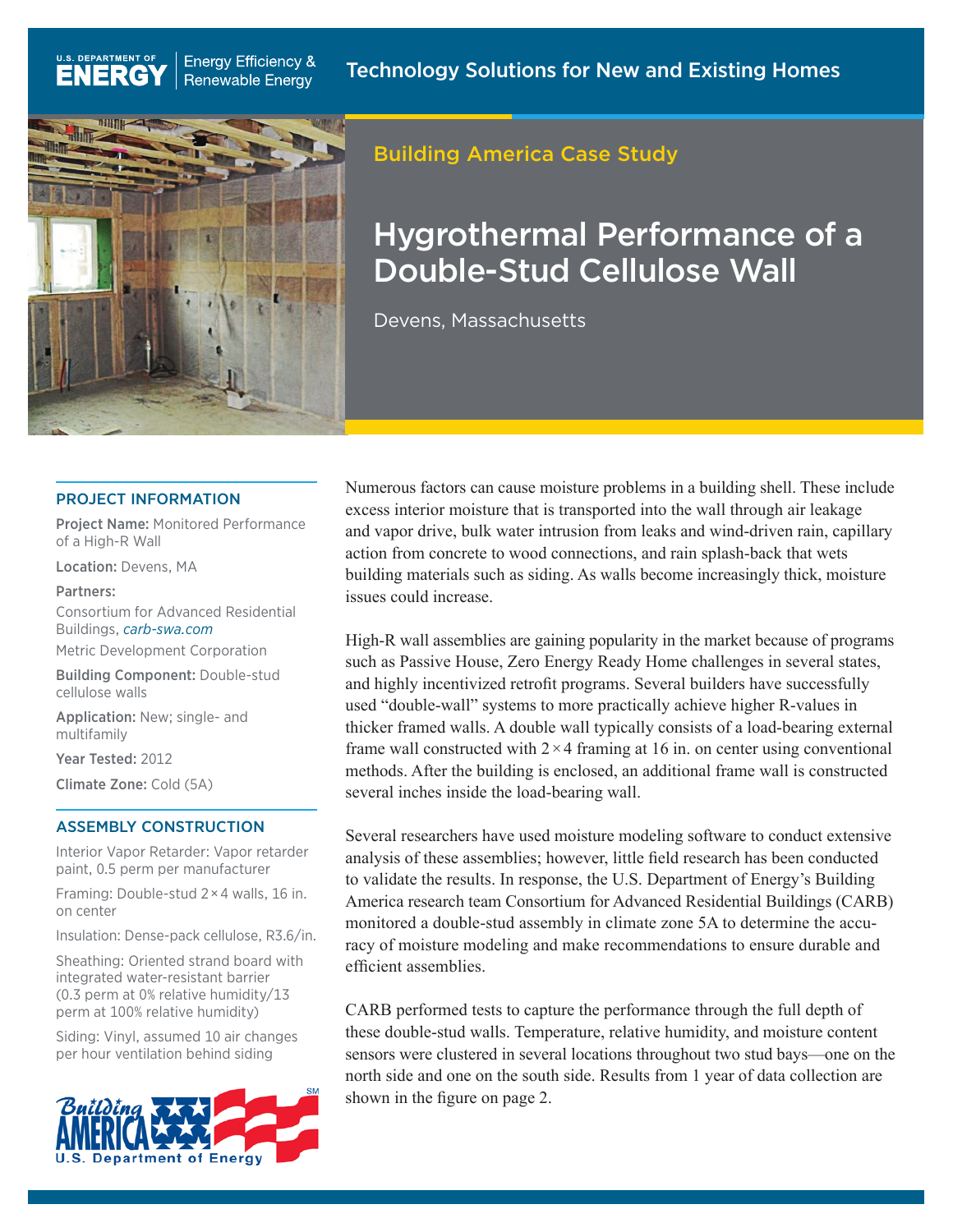U.S. DEPARTMENT OF ENERGY | Energy Efficiency & Renewable Energy

Technology Solutions for New and Existing Homes

Building America Case Study

# Hygrothermal Performance of a Double-Stud Cellulose Wall

Devens, Massachusetts

## PROJECT INFORMATION

**Project Name:** Monitored Performance of a High-R Wall

**Location:** Devens, MA

**Partners:**

Consortium for Advanced Residential Buildings, *carb-swa.com*

Metric Development Corporation

**Building Component:** Double-stud cellulose walls

**Application:** New; single- and multifamily

**Year Tested:** 2012

**Climate Zone:** Cold (5A)

## ASSEMBLY CONSTRUCTION

Interior Vapor Retarder: Vapor retarder paint, 0.5 perm per manufacturer

Framing: Double-stud 2 × 4 walls, 16 in. on center

Insulation: Dense-pack cellulose, R3.6/in.

Sheathing: Oriented strand board with integrated water-resistant barrier (0.3 perm at 0% relative humidity/13 perm at 100% relative humidity)

Siding: Vinyl, assumed 10 air changes per hour ventilation behind siding

Numerous factors can cause moisture problems in a building shell. These include excess interior moisture that is transported into the wall through air leakage and vapor drive, bulk water intrusion from leaks and wind-driven rain, capillary action from concrete to wood connections, and rain splash-back that wets building materials such as siding. As walls become increasingly thick, moisture issues could increase.

High-R wall assemblies are gaining popularity in the market because of programs such as Passive House, Zero Energy Ready Home challenges in several states, and highly incentivized retrofit programs. Several builders have successfully used "double-wall" systems to more practically achieve higher R-values in thicker framed walls. A double wall typically consists of a load-bearing external frame wall constructed with 2 × 4 framing at 16 in. on center using conventional methods. After the building is enclosed, an additional frame wall is constructed several inches inside the load-bearing wall.

Several researchers have used moisture modeling software to conduct extensive analysis of these assemblies; however, little field research has been conducted to validate the results. In response, the U.S. Department of Energy's Building America research team Consortium for Advanced Residential Buildings (CARB) monitored a double-stud assembly in climate zone 5A to determine the accuracy of moisture modeling and make recommendations to ensure durable and efficient assemblies.

CARB performed tests to capture the performance through the full depth of these double-stud walls. Temperature, relative humidity, and moisture content sensors were clustered in several locations throughout two stud bays—one on the north side and one on the south side. Results from 1 year of data collection are shown in the figure on page 2.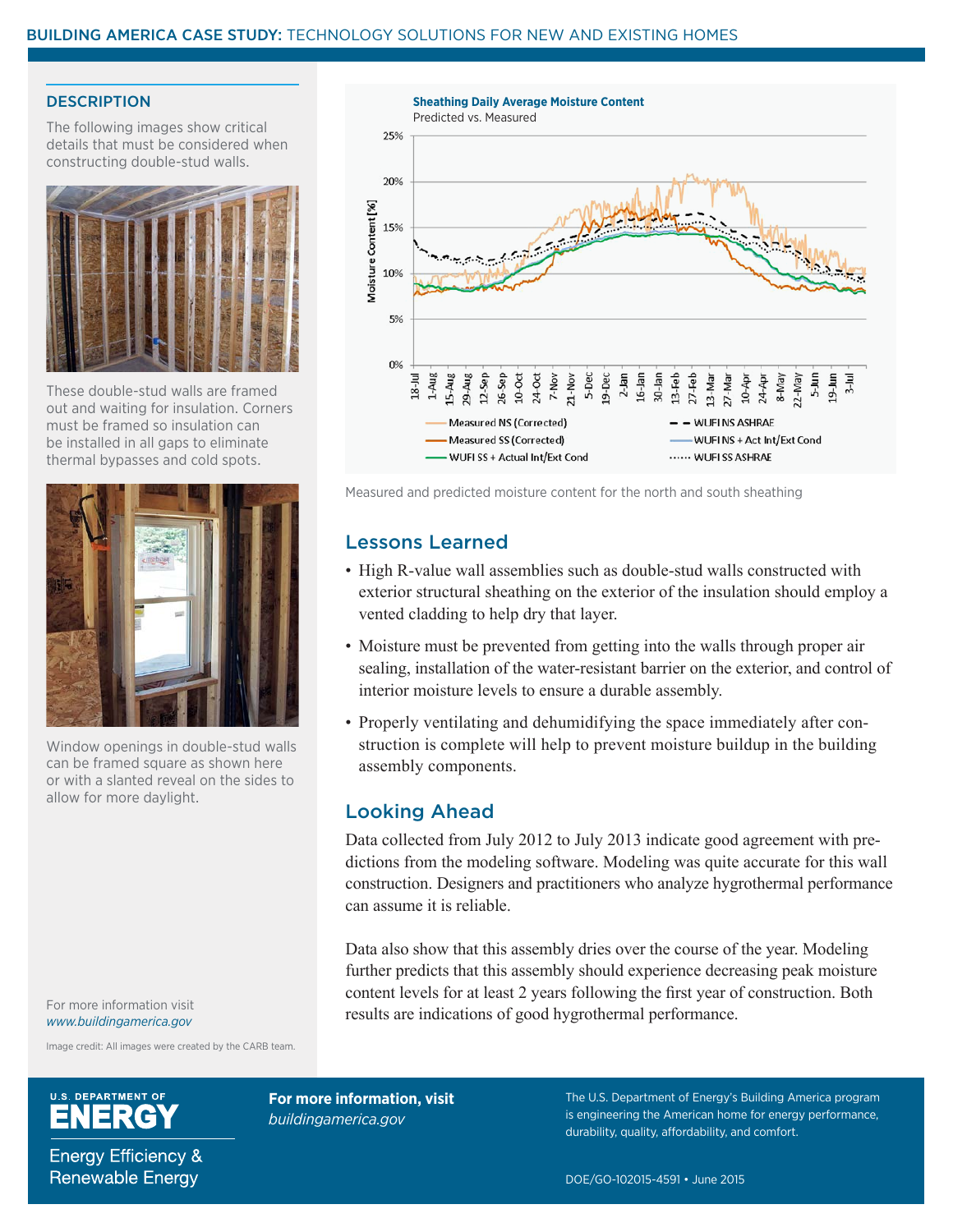## DESCRIPTION

The following images show critical details that must be considered when constructing double-stud walls.

These double-stud walls are framed out and waiting for insulation. Corners must be framed so insulation can be installed in all gaps to eliminate thermal bypasses and cold spots.

Window openings in double-stud walls can be framed square as shown here or with a slanted reveal on the sides to allow for more daylight.

For more information visit
*www.buildingamerica.gov*

Image credit: All images were created by the CARB team.

**Sheathing Daily Average Moisture Content**
Predicted vs. Measured

Moisture Content [%]

25%
20%
15%
10%
5%
0%

18-Jul
1-Aug
15-Aug
29-Aug
12-Sep
26-Sep
10-Oct
24-Oct
7-Nov
21-Nov
5-Dec
19-Dec
2-Jan
16-Jan
30-Jan
13-Feb
27-Feb
13-Mar
27-Mar
10-Apr
24-Apr
8-May
22-May
5-Jun
19-Jun
3-Jul

Measured NS (Corrected)
Measured SS (Corrected)
WUFI SS + Actual Int/Ext Cond
WUFI NS ASHRAE
WUFI NS + Act Int/Ext Cond
WUFI SS ASHRAE

Measured and predicted moisture content for the north and south sheathing

## Lessons Learned

- High R-value wall assemblies such as double-stud walls constructed with exterior structural sheathing on the exterior of the insulation should employ a vented cladding to help dry that layer.
- Moisture must be prevented from getting into the walls through proper air sealing, installation of the water-resistant barrier on the exterior, and control of interior moisture levels to ensure a durable assembly.
- Properly ventilating and dehumidifying the space immediately after construction is complete will help to prevent moisture buildup in the building assembly components.

## Looking Ahead

Data collected from July 2012 to July 2013 indicate good agreement with predictions from the modeling software. Modeling was quite accurate for this wall construction. Designers and practitioners who analyze hygrothermal performance can assume it is reliable.

Data also show that this assembly dries over the course of the year. Modeling further predicts that this assembly should experience decreasing peak moisture content levels for at least 2 years following the first year of construction. Both results are indications of good hygrothermal performance.

U.S. DEPARTMENT OF
ENERGY

Energy Efficiency &
Renewable Energy

**For more information, visit**
*buildingamerica.gov*

The U.S. Department of Energy's Building America program is engineering the American home for energy performance, durability, quality, affordability, and comfort.

DOE/GO-102015-4591 • June 2015